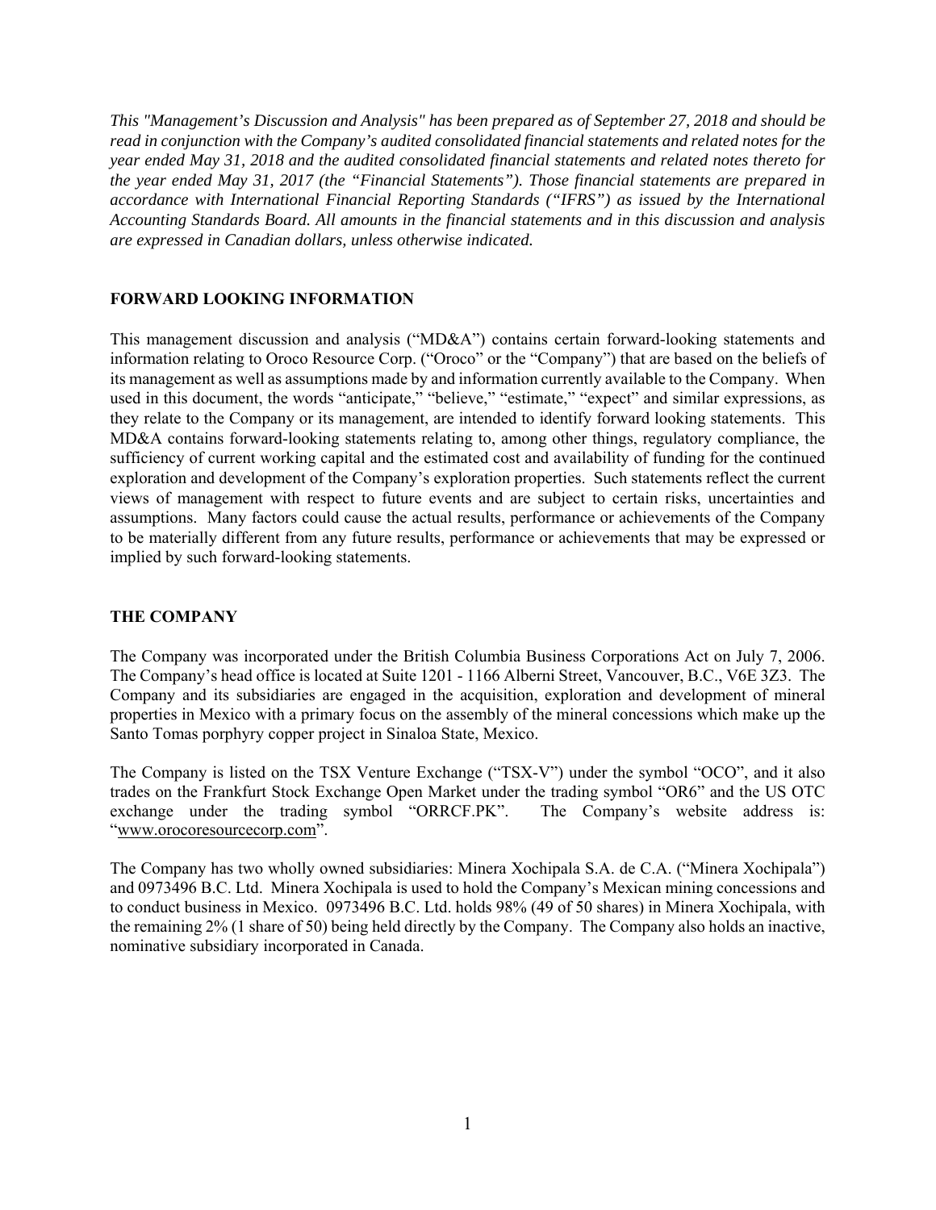*This "Management's Discussion and Analysis" has been prepared as of September 27, 2018 and should be read in conjunction with the Company's audited consolidated financial statements and related notes for the year ended May 31, 2018 and the audited consolidated financial statements and related notes thereto for the year ended May 31, 2017 (the "Financial Statements"). Those financial statements are prepared in accordance with International Financial Reporting Standards ("IFRS") as issued by the International Accounting Standards Board. All amounts in the financial statements and in this discussion and analysis are expressed in Canadian dollars, unless otherwise indicated.*

## FORWARD LOOKING INFORMATION

This management discussion and analysis ("MD&A") contains certain forward-looking statements and information relating to Oroco Resource Corp. ("Oroco" or the "Company") that are based on the beliefs of its management as well as assumptions made by and information currently available to the Company. When used in this document, the words "anticipate," "believe," "estimate," "expect" and similar expressions, as they relate to the Company or its management, are intended to identify forward looking statements. This MD&A contains forward-looking statements relating to, among other things, regulatory compliance, the sufficiency of current working capital and the estimated cost and availability of funding for the continued exploration and development of the Company's exploration properties. Such statements reflect the current views of management with respect to future events and are subject to certain risks, uncertainties and assumptions. Many factors could cause the actual results, performance or achievements of the Company to be materially different from any future results, performance or achievements that may be expressed or implied by such forward-looking statements.

## THE COMPANY

The Company was incorporated under the British Columbia Business Corporations Act on July 7, 2006. The Company's head office is located at Suite 1201 - 1166 Alberni Street, Vancouver, B.C., V6E 3Z3. The Company and its subsidiaries are engaged in the acquisition, exploration and development of mineral properties in Mexico with a primary focus on the assembly of the mineral concessions which make up the Santo Tomas porphyry copper project in Sinaloa State, Mexico.

The Company is listed on the TSX Venture Exchange ("TSX-V") under the symbol "OCO", and it also trades on the Frankfurt Stock Exchange Open Market under the trading symbol "OR6" and the US OTC exchange under the trading symbol "ORRCF.PK". The Company's website address is: "www.orocoresourcecorp.com".

The Company has two wholly owned subsidiaries: Minera Xochipala S.A. de C.A. ("Minera Xochipala") and 0973496 B.C. Ltd. Minera Xochipala is used to hold the Company's Mexican mining concessions and to conduct business in Mexico. 0973496 B.C. Ltd. holds 98% (49 of 50 shares) in Minera Xochipala, with the remaining 2% (1 share of 50) being held directly by the Company. The Company also holds an inactive, nominative subsidiary incorporated in Canada.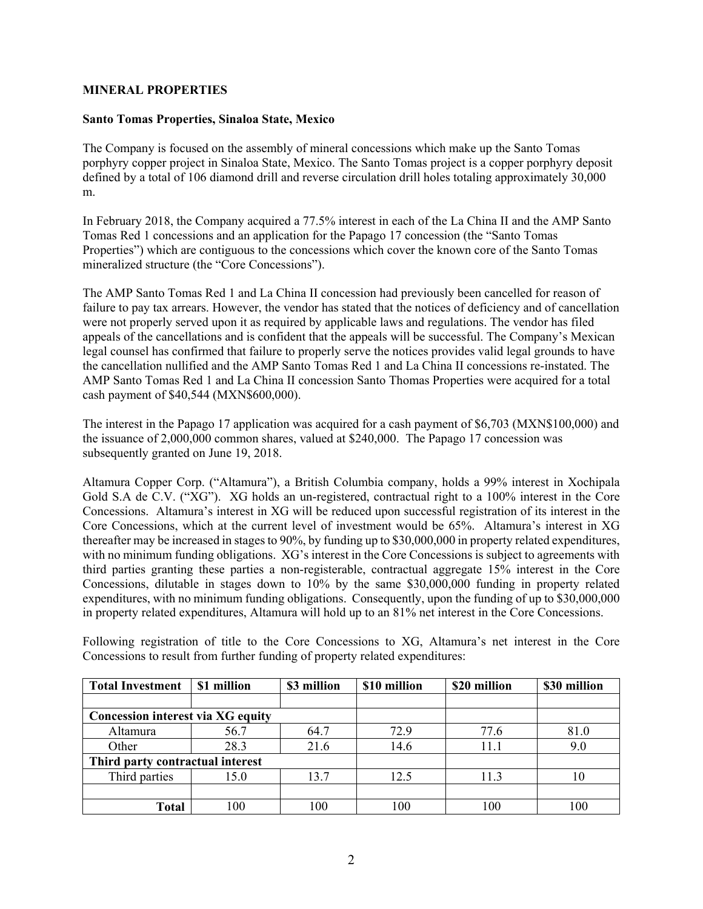## MINERAL PROPERTIES

### Santo Tomas Properties, Sinaloa State, Mexico

The Company is focused on the assembly of mineral concessions which make up the Santo Tomas porphyry copper project in Sinaloa State, Mexico. The Santo Tomas project is a copper porphyry deposit defined by a total of 106 diamond drill and reverse circulation drill holes totaling approximately 30,000 m.

In February 2018, the Company acquired a 77.5% interest in each of the La China II and the AMP Santo Tomas Red 1 concessions and an application for the Papago 17 concession (the "Santo Tomas Properties") which are contiguous to the concessions which cover the known core of the Santo Tomas mineralized structure (the "Core Concessions").

The AMP Santo Tomas Red 1 and La China II concession had previously been cancelled for reason of failure to pay tax arrears. However, the vendor has stated that the notices of deficiency and of cancellation were not properly served upon it as required by applicable laws and regulations. The vendor has filed appeals of the cancellations and is confident that the appeals will be successful. The Company's Mexican legal counsel has confirmed that failure to properly serve the notices provides valid legal grounds to have the cancellation nullified and the AMP Santo Tomas Red 1 and La China II concessions re-instated. The AMP Santo Tomas Red 1 and La China II concession Santo Thomas Properties were acquired for a total cash payment of $40,544 (MXN$600,000).

The interest in the Papago 17 application was acquired for a cash payment of $6,703 (MXN$100,000) and the issuance of 2,000,000 common shares, valued at $240,000. The Papago 17 concession was subsequently granted on June 19, 2018.

Altamura Copper Corp. ("Altamura"), a British Columbia company, holds a 99% interest in Xochipala Gold S.A de C.V. ("XG"). XG holds an un-registered, contractual right to a 100% interest in the Core Concessions. Altamura's interest in XG will be reduced upon successful registration of its interest in the Core Concessions, which at the current level of investment would be 65%. Altamura's interest in XG thereafter may be increased in stages to 90%, by funding up to $30,000,000 in property related expenditures, with no minimum funding obligations. XG's interest in the Core Concessions is subject to agreements with third parties granting these parties a non-registerable, contractual aggregate 15% interest in the Core Concessions, dilutable in stages down to 10% by the same $30,000,000 funding in property related expenditures, with no minimum funding obligations. Consequently, upon the funding of up to $30,000,000 in property related expenditures, Altamura will hold up to an 81% net interest in the Core Concessions.

Following registration of title to the Core Concessions to XG, Altamura's net interest in the Core Concessions to result from further funding of property related expenditures:

| **Total Investment** | **$1 million** | **$3 million** | **$10 million** | **$20 million** | **$30 million** |
|---|---|---|---|---|---|
| | | | | | |
| **Concession interest via XG equity** | | | | | |
| Altamura | 56.7 | 64.7 | 72.9 | 77.6 | 81.0 |
| Other | 28.3 | 21.6 | 14.6 | 11.1 | 9.0 |
| **Third party contractual interest** | | | | | |
| Third parties | 15.0 | 13.7 | 12.5 | 11.3 | 10 |
| | | | | | |
| **Total** | 100 | 100 | 100 | 100 | 100 |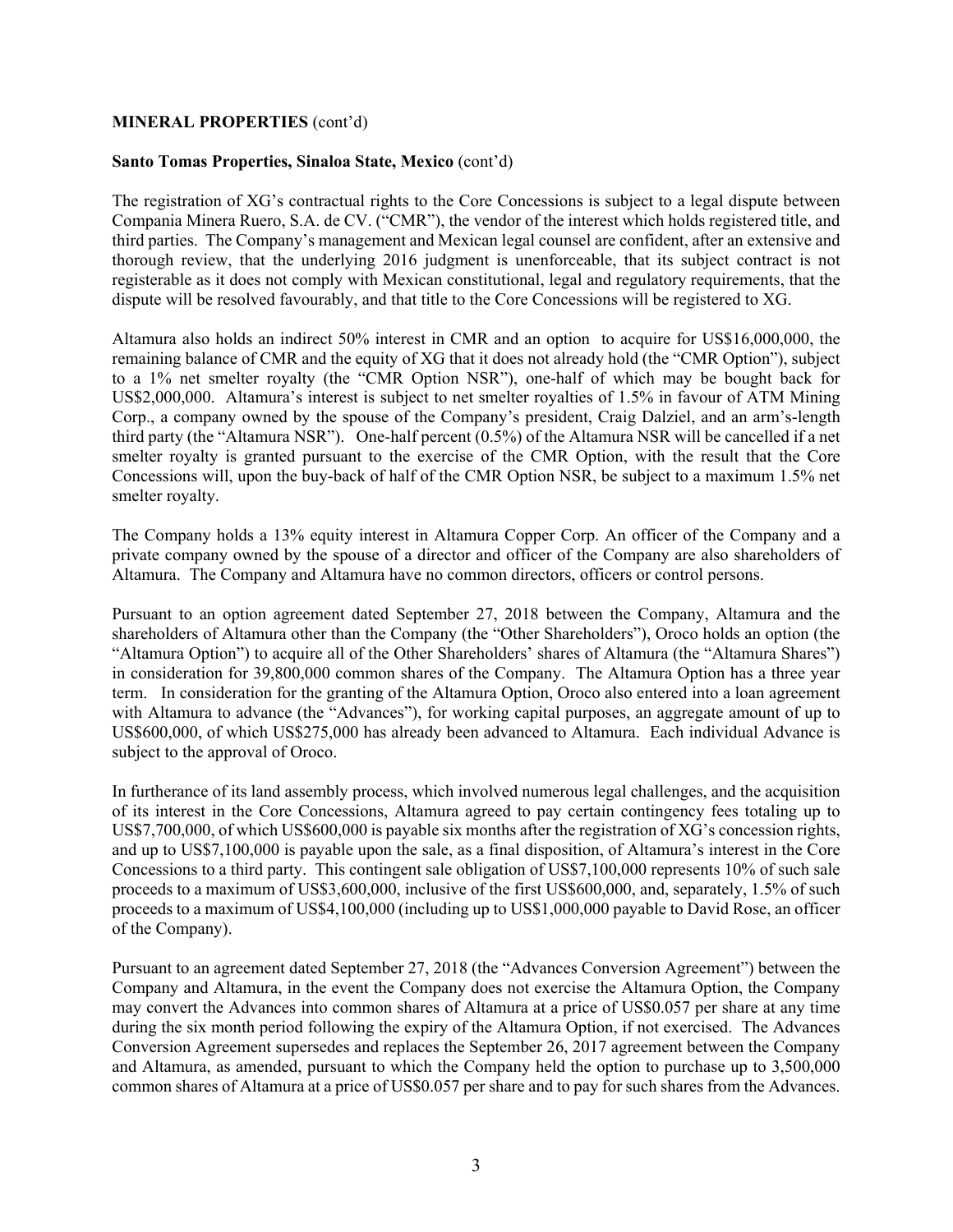**MINERAL PROPERTIES** (cont'd)

**Santo Tomas Properties, Sinaloa State, Mexico** (cont'd)

The registration of XG's contractual rights to the Core Concessions is subject to a legal dispute between Compania Minera Ruero, S.A. de CV. ("CMR"), the vendor of the interest which holds registered title, and third parties. The Company's management and Mexican legal counsel are confident, after an extensive and thorough review, that the underlying 2016 judgment is unenforceable, that its subject contract is not registerable as it does not comply with Mexican constitutional, legal and regulatory requirements, that the dispute will be resolved favourably, and that title to the Core Concessions will be registered to XG.

Altamura also holds an indirect 50% interest in CMR and an option to acquire for US$16,000,000, the remaining balance of CMR and the equity of XG that it does not already hold (the "CMR Option"), subject to a 1% net smelter royalty (the "CMR Option NSR"), one-half of which may be bought back for US$2,000,000. Altamura's interest is subject to net smelter royalties of 1.5% in favour of ATM Mining Corp., a company owned by the spouse of the Company's president, Craig Dalziel, and an arm's-length third party (the "Altamura NSR"). One-half percent (0.5%) of the Altamura NSR will be cancelled if a net smelter royalty is granted pursuant to the exercise of the CMR Option, with the result that the Core Concessions will, upon the buy-back of half of the CMR Option NSR, be subject to a maximum 1.5% net smelter royalty.

The Company holds a 13% equity interest in Altamura Copper Corp. An officer of the Company and a private company owned by the spouse of a director and officer of the Company are also shareholders of Altamura. The Company and Altamura have no common directors, officers or control persons.

Pursuant to an option agreement dated September 27, 2018 between the Company, Altamura and the shareholders of Altamura other than the Company (the "Other Shareholders"), Oroco holds an option (the "Altamura Option") to acquire all of the Other Shareholders' shares of Altamura (the "Altamura Shares") in consideration for 39,800,000 common shares of the Company. The Altamura Option has a three year term. In consideration for the granting of the Altamura Option, Oroco also entered into a loan agreement with Altamura to advance (the "Advances"), for working capital purposes, an aggregate amount of up to US$600,000, of which US$275,000 has already been advanced to Altamura. Each individual Advance is subject to the approval of Oroco.

In furtherance of its land assembly process, which involved numerous legal challenges, and the acquisition of its interest in the Core Concessions, Altamura agreed to pay certain contingency fees totaling up to US$7,700,000, of which US$600,000 is payable six months after the registration of XG's concession rights, and up to US$7,100,000 is payable upon the sale, as a final disposition, of Altamura's interest in the Core Concessions to a third party. This contingent sale obligation of US$7,100,000 represents 10% of such sale proceeds to a maximum of US$3,600,000, inclusive of the first US$600,000, and, separately, 1.5% of such proceeds to a maximum of US$4,100,000 (including up to US$1,000,000 payable to David Rose, an officer of the Company).

Pursuant to an agreement dated September 27, 2018 (the "Advances Conversion Agreement") between the Company and Altamura, in the event the Company does not exercise the Altamura Option, the Company may convert the Advances into common shares of Altamura at a price of US$0.057 per share at any time during the six month period following the expiry of the Altamura Option, if not exercised. The Advances Conversion Agreement supersedes and replaces the September 26, 2017 agreement between the Company and Altamura, as amended, pursuant to which the Company held the option to purchase up to 3,500,000 common shares of Altamura at a price of US$0.057 per share and to pay for such shares from the Advances.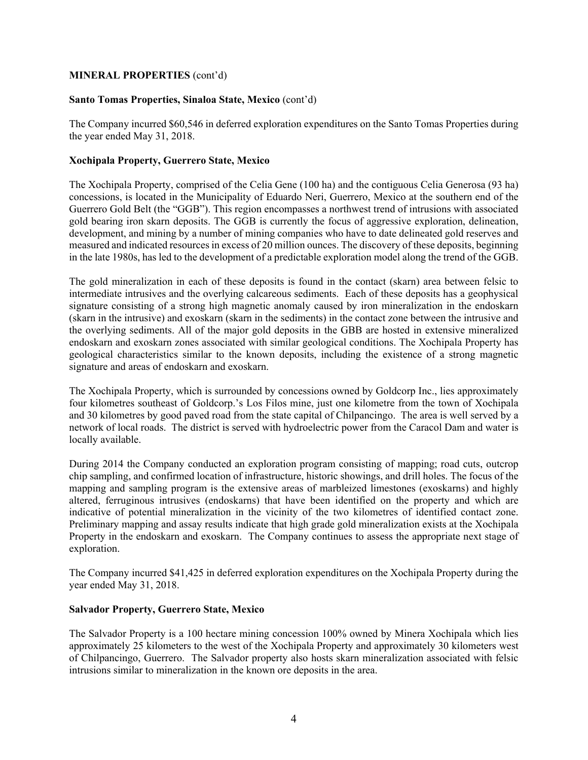**MINERAL PROPERTIES** (cont'd)

**Santo Tomas Properties, Sinaloa State, Mexico** (cont'd)

The Company incurred $60,546 in deferred exploration expenditures on the Santo Tomas Properties during the year ended May 31, 2018.

**Xochipala Property, Guerrero State, Mexico**

The Xochipala Property, comprised of the Celia Gene (100 ha) and the contiguous Celia Generosa (93 ha) concessions, is located in the Municipality of Eduardo Neri, Guerrero, Mexico at the southern end of the Guerrero Gold Belt (the "GGB"). This region encompasses a northwest trend of intrusions with associated gold bearing iron skarn deposits. The GGB is currently the focus of aggressive exploration, delineation, development, and mining by a number of mining companies who have to date delineated gold reserves and measured and indicated resources in excess of 20 million ounces. The discovery of these deposits, beginning in the late 1980s, has led to the development of a predictable exploration model along the trend of the GGB.

The gold mineralization in each of these deposits is found in the contact (skarn) area between felsic to intermediate intrusives and the overlying calcareous sediments. Each of these deposits has a geophysical signature consisting of a strong high magnetic anomaly caused by iron mineralization in the endoskarn (skarn in the intrusive) and exoskarn (skarn in the sediments) in the contact zone between the intrusive and the overlying sediments. All of the major gold deposits in the GBB are hosted in extensive mineralized endoskarn and exoskarn zones associated with similar geological conditions. The Xochipala Property has geological characteristics similar to the known deposits, including the existence of a strong magnetic signature and areas of endoskarn and exoskarn.

The Xochipala Property, which is surrounded by concessions owned by Goldcorp Inc., lies approximately four kilometres southeast of Goldcorp.'s Los Filos mine, just one kilometre from the town of Xochipala and 30 kilometres by good paved road from the state capital of Chilpancingo. The area is well served by a network of local roads. The district is served with hydroelectric power from the Caracol Dam and water is locally available.

During 2014 the Company conducted an exploration program consisting of mapping; road cuts, outcrop chip sampling, and confirmed location of infrastructure, historic showings, and drill holes. The focus of the mapping and sampling program is the extensive areas of marbleized limestones (exoskarns) and highly altered, ferruginous intrusives (endoskarns) that have been identified on the property and which are indicative of potential mineralization in the vicinity of the two kilometres of identified contact zone. Preliminary mapping and assay results indicate that high grade gold mineralization exists at the Xochipala Property in the endoskarn and exoskarn. The Company continues to assess the appropriate next stage of exploration.

The Company incurred $41,425 in deferred exploration expenditures on the Xochipala Property during the year ended May 31, 2018.

**Salvador Property, Guerrero State, Mexico**

The Salvador Property is a 100 hectare mining concession 100% owned by Minera Xochipala which lies approximately 25 kilometers to the west of the Xochipala Property and approximately 30 kilometers west of Chilpancingo, Guerrero. The Salvador property also hosts skarn mineralization associated with felsic intrusions similar to mineralization in the known ore deposits in the area.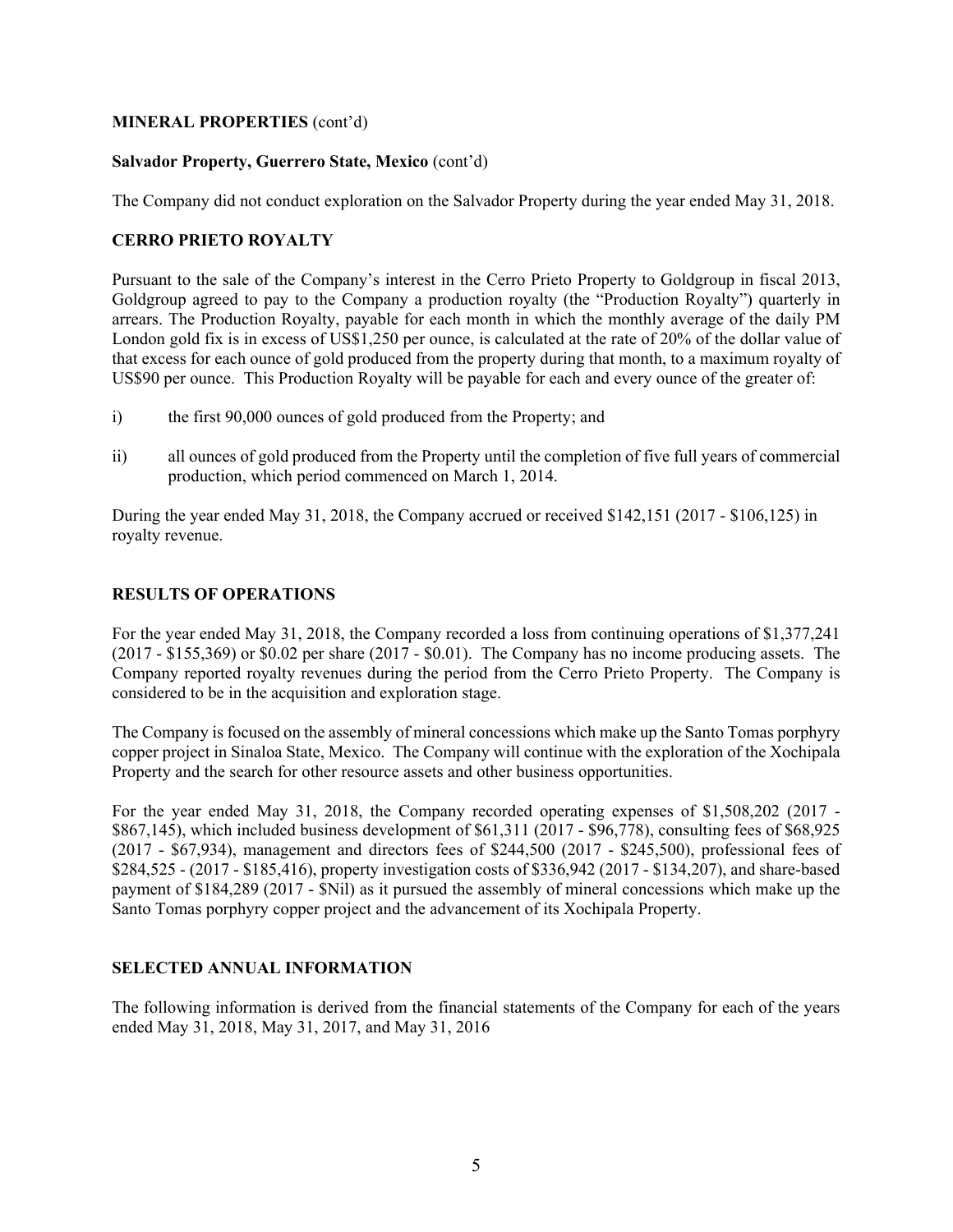**MINERAL PROPERTIES** (cont'd)

**Salvador Property, Guerrero State, Mexico** (cont'd)

The Company did not conduct exploration on the Salvador Property during the year ended May 31, 2018.

## CERRO PRIETO ROYALTY

Pursuant to the sale of the Company's interest in the Cerro Prieto Property to Goldgroup in fiscal 2013, Goldgroup agreed to pay to the Company a production royalty (the "Production Royalty") quarterly in arrears. The Production Royalty, payable for each month in which the monthly average of the daily PM London gold fix is in excess of US$1,250 per ounce, is calculated at the rate of 20% of the dollar value of that excess for each ounce of gold produced from the property during that month, to a maximum royalty of US$90 per ounce. This Production Royalty will be payable for each and every ounce of the greater of:

i) the first 90,000 ounces of gold produced from the Property; and

ii) all ounces of gold produced from the Property until the completion of five full years of commercial production, which period commenced on March 1, 2014.

During the year ended May 31, 2018, the Company accrued or received $142,151 (2017 - $106,125) in royalty revenue.

## RESULTS OF OPERATIONS

For the year ended May 31, 2018, the Company recorded a loss from continuing operations of $1,377,241 (2017 - $155,369) or $0.02 per share (2017 - $0.01). The Company has no income producing assets. The Company reported royalty revenues during the period from the Cerro Prieto Property. The Company is considered to be in the acquisition and exploration stage.

The Company is focused on the assembly of mineral concessions which make up the Santo Tomas porphyry copper project in Sinaloa State, Mexico. The Company will continue with the exploration of the Xochipala Property and the search for other resource assets and other business opportunities.

For the year ended May 31, 2018, the Company recorded operating expenses of $1,508,202 (2017 - $867,145), which included business development of $61,311 (2017 - $96,778), consulting fees of $68,925 (2017 - $67,934), management and directors fees of $244,500 (2017 - $245,500), professional fees of $284,525 - (2017 - $185,416), property investigation costs of $336,942 (2017 - $134,207), and share-based payment of $184,289 (2017 - $Nil) as it pursued the assembly of mineral concessions which make up the Santo Tomas porphyry copper project and the advancement of its Xochipala Property.

## SELECTED ANNUAL INFORMATION

The following information is derived from the financial statements of the Company for each of the years ended May 31, 2018, May 31, 2017, and May 31, 2016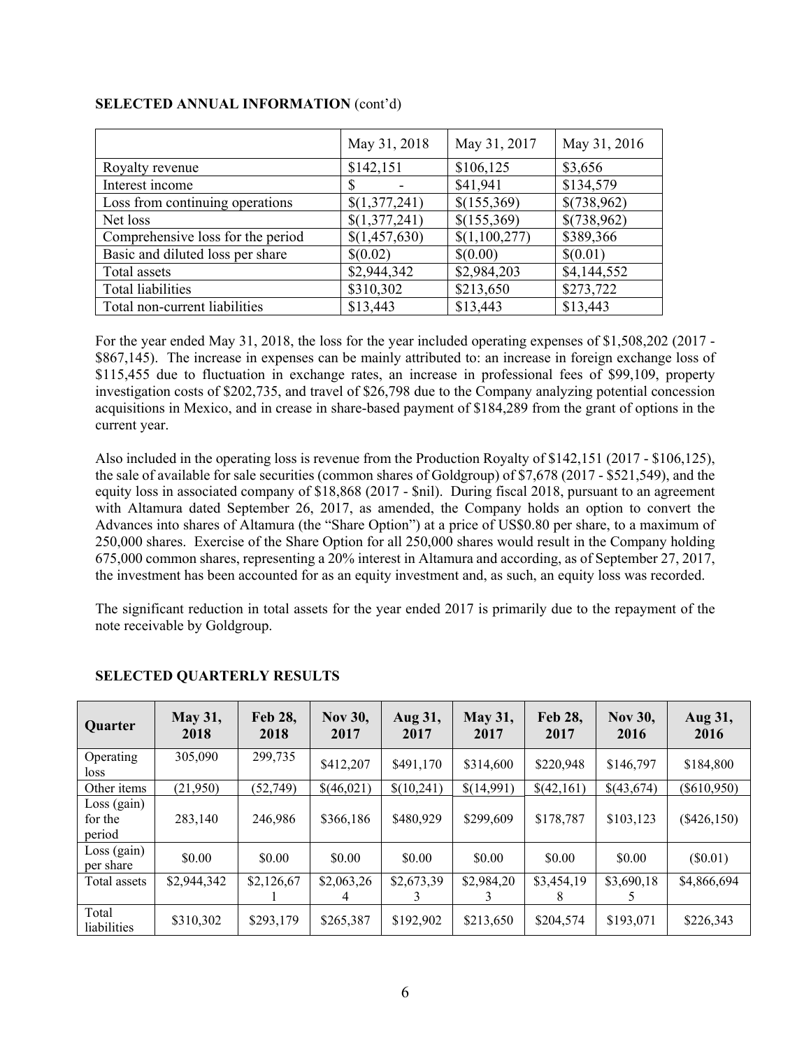**SELECTED ANNUAL INFORMATION** (cont'd)

| | May 31, 2018 | May 31, 2017 | May 31, 2016 |
|---|---|---|---|
| Royalty revenue | $142,151 | $106,125 | $3,656 |
| Interest income | $ - | $41,941 | $134,579 |
| Loss from continuing operations | $(1,377,241) | $(155,369) | $(738,962) |
| Net loss | $(1,377,241) | $(155,369) | $(738,962) |
| Comprehensive loss for the period | $(1,457,630) | $(1,100,277) | $389,366 |
| Basic and diluted loss per share | $(0.02) | $(0.00) | $(0.01) |
| Total assets | $2,944,342 | $2,984,203 | $4,144,552 |
| Total liabilities | $310,302 | $213,650 | $273,722 |
| Total non-current liabilities | $13,443 | $13,443 | $13,443 |

For the year ended May 31, 2018, the loss for the year included operating expenses of $1,508,202 (2017 - $867,145). The increase in expenses can be mainly attributed to: an increase in foreign exchange loss of $115,455 due to fluctuation in exchange rates, an increase in professional fees of $99,109, property investigation costs of $202,735, and travel of $26,798 due to the Company analyzing potential concession acquisitions in Mexico, and in crease in share-based payment of $184,289 from the grant of options in the current year.

Also included in the operating loss is revenue from the Production Royalty of $142,151 (2017 - $106,125), the sale of available for sale securities (common shares of Goldgroup) of $7,678 (2017 - $521,549), and the equity loss in associated company of $18,868 (2017 - $nil). During fiscal 2018, pursuant to an agreement with Altamura dated September 26, 2017, as amended, the Company holds an option to convert the Advances into shares of Altamura (the "Share Option") at a price of US$0.80 per share, to a maximum of 250,000 shares. Exercise of the Share Option for all 250,000 shares would result in the Company holding 675,000 common shares, representing a 20% interest in Altamura and according, as of September 27, 2017, the investment has been accounted for as an equity investment and, as such, an equity loss was recorded.

The significant reduction in total assets for the year ended 2017 is primarily due to the repayment of the note receivable by Goldgroup.

**SELECTED QUARTERLY RESULTS**

| Quarter | May 31, 2018 | Feb 28, 2018 | Nov 30, 2017 | Aug 31, 2017 | May 31, 2017 | Feb 28, 2017 | Nov 30, 2016 | Aug 31, 2016 |
|---|---|---|---|---|---|---|---|---|
| Operating loss | 305,090 | 299,735 | $412,207 | $491,170 | $314,600 | $220,948 | $146,797 | $184,800 |
| Other items | (21,950) | (52,749) | $(46,021) | $(10,241) | $(14,991) | $(42,161) | $(43,674) | ($610,950) |
| Loss (gain) for the period | 283,140 | 246,986 | $366,186 | $480,929 | $299,609 | $178,787 | $103,123 | ($426,150) |
| Loss (gain) per share | $0.00 | $0.00 | $0.00 | $0.00 | $0.00 | $0.00 | $0.00 | ($0.01) |
| Total assets | $2,944,342 | $2,126,671 | $2,063,264 | $2,673,393 | $2,984,203 | $3,454,198 | $3,690,185 | $4,866,694 |
| Total liabilities | $310,302 | $293,179 | $265,387 | $192,902 | $213,650 | $204,574 | $193,071 | $226,343 |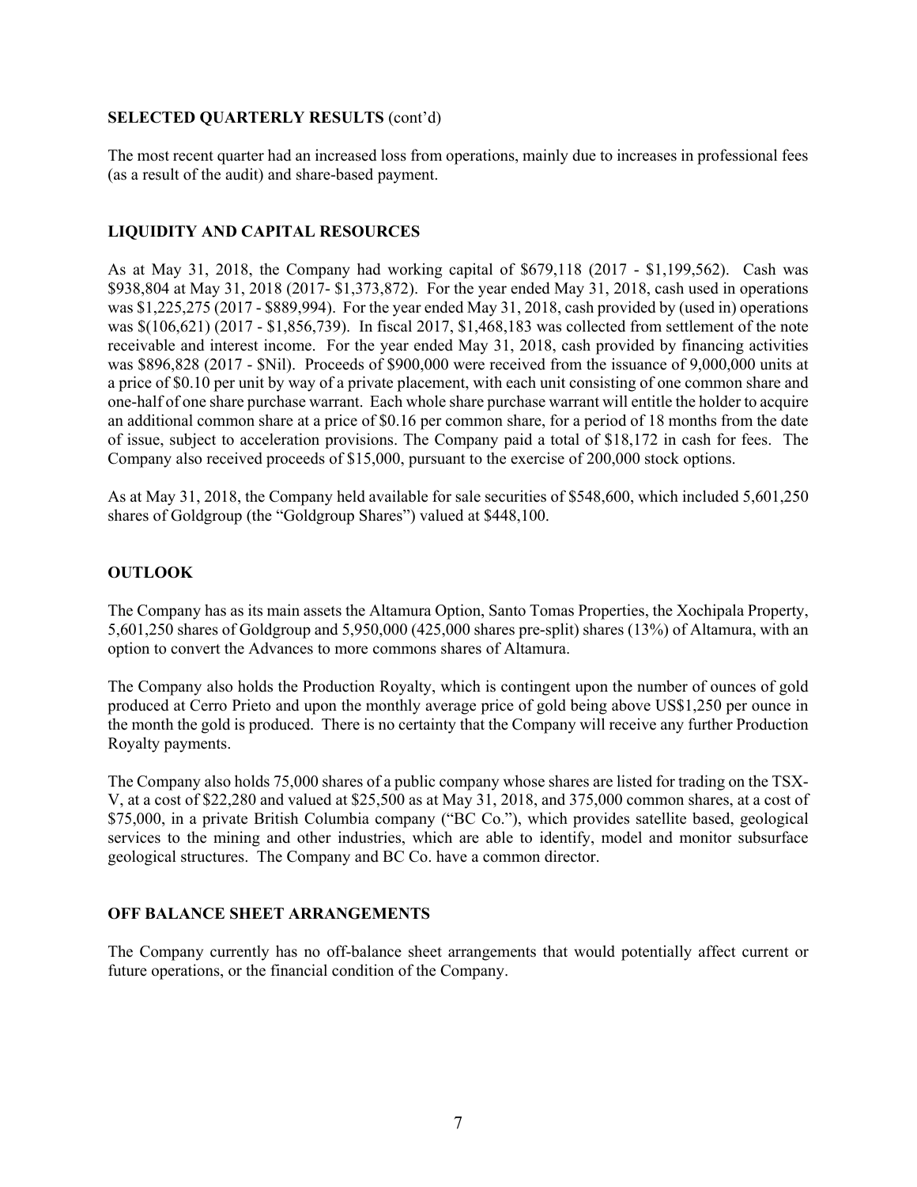## SELECTED QUARTERLY RESULTS (cont'd)

The most recent quarter had an increased loss from operations, mainly due to increases in professional fees (as a result of the audit) and share-based payment.

## LIQUIDITY AND CAPITAL RESOURCES

As at May 31, 2018, the Company had working capital of $679,118 (2017 - $1,199,562). Cash was $938,804 at May 31, 2018 (2017- $1,373,872). For the year ended May 31, 2018, cash used in operations was $1,225,275 (2017 - $889,994). For the year ended May 31, 2018, cash provided by (used in) operations was $(106,621) (2017 - $1,856,739). In fiscal 2017, $1,468,183 was collected from settlement of the note receivable and interest income. For the year ended May 31, 2018, cash provided by financing activities was $896,828 (2017 - $Nil). Proceeds of $900,000 were received from the issuance of 9,000,000 units at a price of $0.10 per unit by way of a private placement, with each unit consisting of one common share and one-half of one share purchase warrant. Each whole share purchase warrant will entitle the holder to acquire an additional common share at a price of $0.16 per common share, for a period of 18 months from the date of issue, subject to acceleration provisions. The Company paid a total of $18,172 in cash for fees. The Company also received proceeds of $15,000, pursuant to the exercise of 200,000 stock options.

As at May 31, 2018, the Company held available for sale securities of $548,600, which included 5,601,250 shares of Goldgroup (the "Goldgroup Shares") valued at $448,100.

## OUTLOOK

The Company has as its main assets the Altamura Option, Santo Tomas Properties, the Xochipala Property, 5,601,250 shares of Goldgroup and 5,950,000 (425,000 shares pre-split) shares (13%) of Altamura, with an option to convert the Advances to more commons shares of Altamura.

The Company also holds the Production Royalty, which is contingent upon the number of ounces of gold produced at Cerro Prieto and upon the monthly average price of gold being above US$1,250 per ounce in the month the gold is produced. There is no certainty that the Company will receive any further Production Royalty payments.

The Company also holds 75,000 shares of a public company whose shares are listed for trading on the TSX-V, at a cost of $22,280 and valued at $25,500 as at May 31, 2018, and 375,000 common shares, at a cost of $75,000, in a private British Columbia company ("BC Co."), which provides satellite based, geological services to the mining and other industries, which are able to identify, model and monitor subsurface geological structures. The Company and BC Co. have a common director.

## OFF BALANCE SHEET ARRANGEMENTS

The Company currently has no off-balance sheet arrangements that would potentially affect current or future operations, or the financial condition of the Company.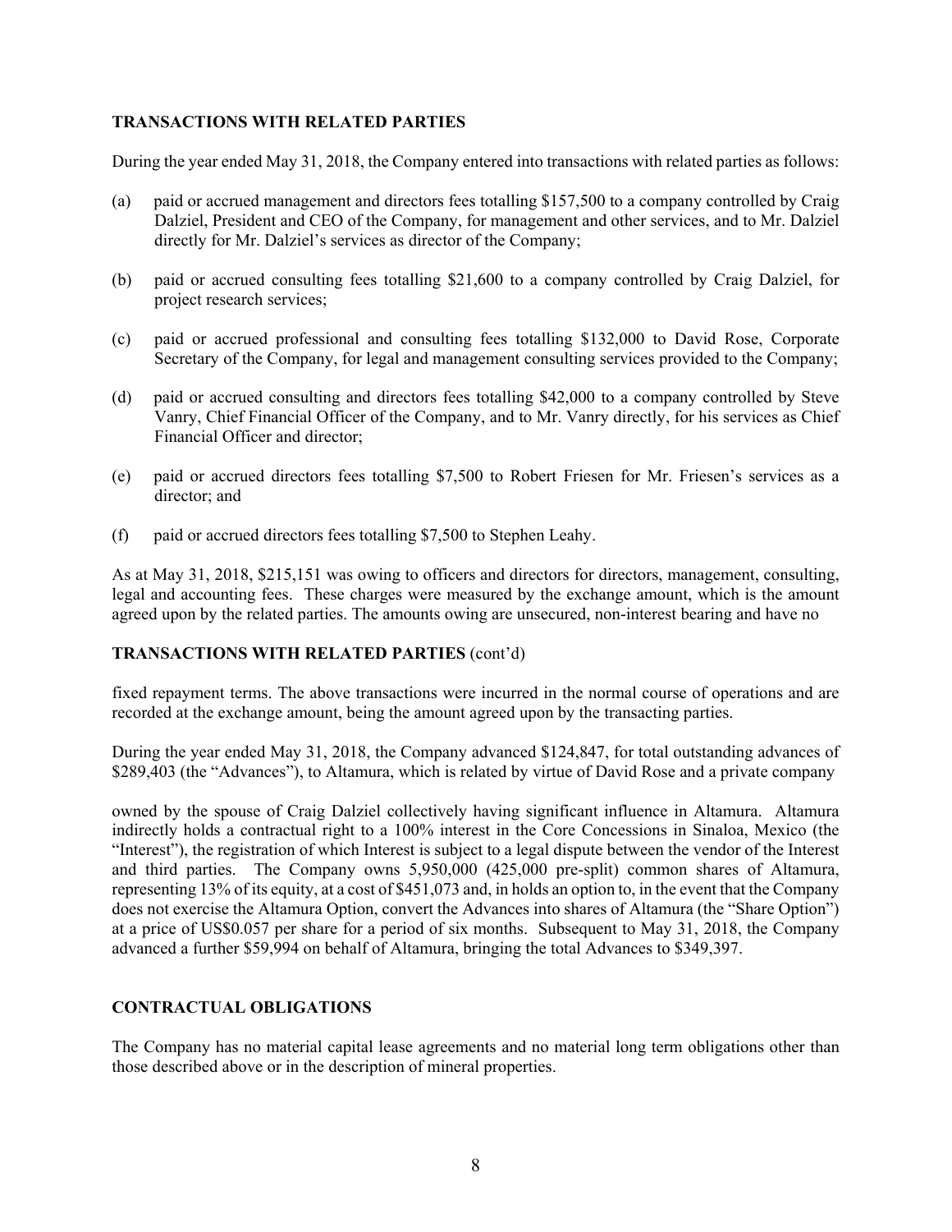## TRANSACTIONS WITH RELATED PARTIES

During the year ended May 31, 2018, the Company entered into transactions with related parties as follows:

(a) paid or accrued management and directors fees totalling \$157,500 to a company controlled by Craig Dalziel, President and CEO of the Company, for management and other services, and to Mr. Dalziel directly for Mr. Dalziel's services as director of the Company;

(b) paid or accrued consulting fees totalling \$21,600 to a company controlled by Craig Dalziel, for project research services;

(c) paid or accrued professional and consulting fees totalling \$132,000 to David Rose, Corporate Secretary of the Company, for legal and management consulting services provided to the Company;

(d) paid or accrued consulting and directors fees totalling \$42,000 to a company controlled by Steve Vanry, Chief Financial Officer of the Company, and to Mr. Vanry directly, for his services as Chief Financial Officer and director;

(e) paid or accrued directors fees totalling \$7,500 to Robert Friesen for Mr. Friesen's services as a director; and

(f) paid or accrued directors fees totalling \$7,500 to Stephen Leahy.

As at May 31, 2018, \$215,151 was owing to officers and directors for directors, management, consulting, legal and accounting fees. These charges were measured by the exchange amount, which is the amount agreed upon by the related parties. The amounts owing are unsecured, non-interest bearing and have no

## TRANSACTIONS WITH RELATED PARTIES (cont'd)

fixed repayment terms. The above transactions were incurred in the normal course of operations and are recorded at the exchange amount, being the amount agreed upon by the transacting parties.

During the year ended May 31, 2018, the Company advanced \$124,847, for total outstanding advances of \$289,403 (the "Advances"), to Altamura, which is related by virtue of David Rose and a private company

owned by the spouse of Craig Dalziel collectively having significant influence in Altamura. Altamura indirectly holds a contractual right to a 100% interest in the Core Concessions in Sinaloa, Mexico (the "Interest"), the registration of which Interest is subject to a legal dispute between the vendor of the Interest and third parties. The Company owns 5,950,000 (425,000 pre-split) common shares of Altamura, representing 13% of its equity, at a cost of \$451,073 and, in holds an option to, in the event that the Company does not exercise the Altamura Option, convert the Advances into shares of Altamura (the "Share Option") at a price of US\$0.057 per share for a period of six months. Subsequent to May 31, 2018, the Company advanced a further \$59,994 on behalf of Altamura, bringing the total Advances to \$349,397.

## CONTRACTUAL OBLIGATIONS

The Company has no material capital lease agreements and no material long term obligations other than those described above or in the description of mineral properties.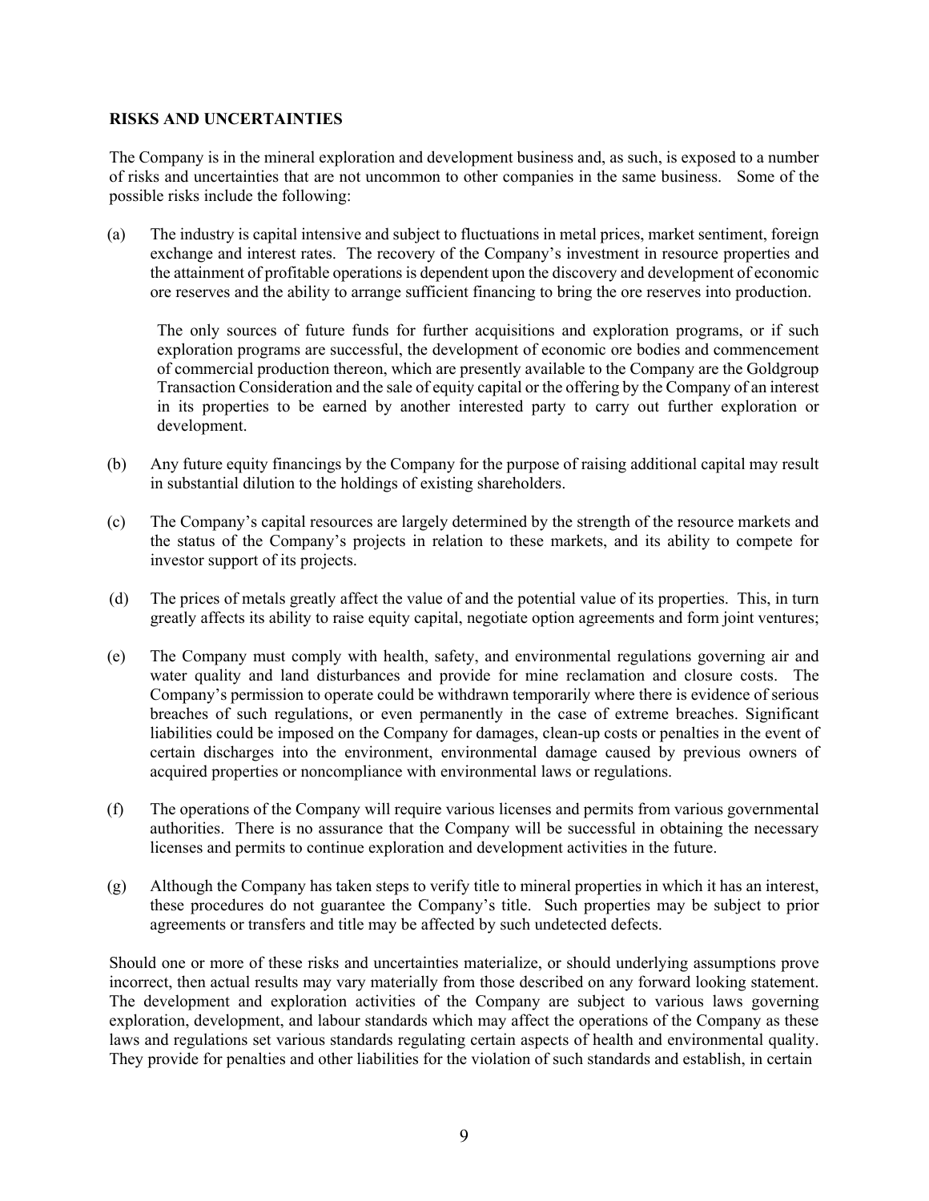**RISKS AND UNCERTAINTIES**

The Company is in the mineral exploration and development business and, as such, is exposed to a number of risks and uncertainties that are not uncommon to other companies in the same business. Some of the possible risks include the following:

(a) The industry is capital intensive and subject to fluctuations in metal prices, market sentiment, foreign exchange and interest rates. The recovery of the Company's investment in resource properties and the attainment of profitable operations is dependent upon the discovery and development of economic ore reserves and the ability to arrange sufficient financing to bring the ore reserves into production.

The only sources of future funds for further acquisitions and exploration programs, or if such exploration programs are successful, the development of economic ore bodies and commencement of commercial production thereon, which are presently available to the Company are the Goldgroup Transaction Consideration and the sale of equity capital or the offering by the Company of an interest in its properties to be earned by another interested party to carry out further exploration or development.

(b) Any future equity financings by the Company for the purpose of raising additional capital may result in substantial dilution to the holdings of existing shareholders.

(c) The Company's capital resources are largely determined by the strength of the resource markets and the status of the Company's projects in relation to these markets, and its ability to compete for investor support of its projects.

(d) The prices of metals greatly affect the value of and the potential value of its properties. This, in turn greatly affects its ability to raise equity capital, negotiate option agreements and form joint ventures;

(e) The Company must comply with health, safety, and environmental regulations governing air and water quality and land disturbances and provide for mine reclamation and closure costs. The Company's permission to operate could be withdrawn temporarily where there is evidence of serious breaches of such regulations, or even permanently in the case of extreme breaches. Significant liabilities could be imposed on the Company for damages, clean-up costs or penalties in the event of certain discharges into the environment, environmental damage caused by previous owners of acquired properties or noncompliance with environmental laws or regulations.

(f) The operations of the Company will require various licenses and permits from various governmental authorities. There is no assurance that the Company will be successful in obtaining the necessary licenses and permits to continue exploration and development activities in the future.

(g) Although the Company has taken steps to verify title to mineral properties in which it has an interest, these procedures do not guarantee the Company's title. Such properties may be subject to prior agreements or transfers and title may be affected by such undetected defects.

Should one or more of these risks and uncertainties materialize, or should underlying assumptions prove incorrect, then actual results may vary materially from those described on any forward looking statement. The development and exploration activities of the Company are subject to various laws governing exploration, development, and labour standards which may affect the operations of the Company as these laws and regulations set various standards regulating certain aspects of health and environmental quality. They provide for penalties and other liabilities for the violation of such standards and establish, in certain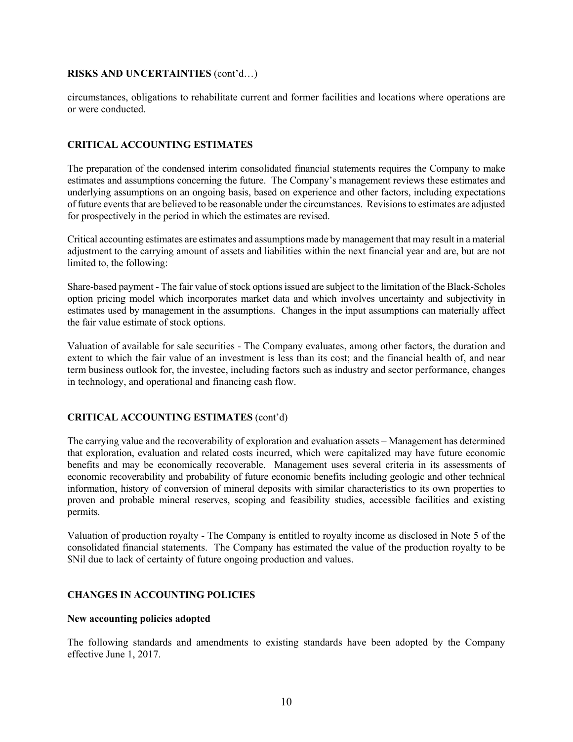## RISKS AND UNCERTAINTIES (cont'd…)

circumstances, obligations to rehabilitate current and former facilities and locations where operations are or were conducted.

## CRITICAL ACCOUNTING ESTIMATES

The preparation of the condensed interim consolidated financial statements requires the Company to make estimates and assumptions concerning the future. The Company's management reviews these estimates and underlying assumptions on an ongoing basis, based on experience and other factors, including expectations of future events that are believed to be reasonable under the circumstances. Revisions to estimates are adjusted for prospectively in the period in which the estimates are revised.

Critical accounting estimates are estimates and assumptions made by management that may result in a material adjustment to the carrying amount of assets and liabilities within the next financial year and are, but are not limited to, the following:

Share-based payment - The fair value of stock options issued are subject to the limitation of the Black-Scholes option pricing model which incorporates market data and which involves uncertainty and subjectivity in estimates used by management in the assumptions. Changes in the input assumptions can materially affect the fair value estimate of stock options.

Valuation of available for sale securities - The Company evaluates, among other factors, the duration and extent to which the fair value of an investment is less than its cost; and the financial health of, and near term business outlook for, the investee, including factors such as industry and sector performance, changes in technology, and operational and financing cash flow.

## CRITICAL ACCOUNTING ESTIMATES (cont'd)

The carrying value and the recoverability of exploration and evaluation assets – Management has determined that exploration, evaluation and related costs incurred, which were capitalized may have future economic benefits and may be economically recoverable. Management uses several criteria in its assessments of economic recoverability and probability of future economic benefits including geologic and other technical information, history of conversion of mineral deposits with similar characteristics to its own properties to proven and probable mineral reserves, scoping and feasibility studies, accessible facilities and existing permits.

Valuation of production royalty - The Company is entitled to royalty income as disclosed in Note 5 of the consolidated financial statements. The Company has estimated the value of the production royalty to be $Nil due to lack of certainty of future ongoing production and values.

## CHANGES IN ACCOUNTING POLICIES

### New accounting policies adopted

The following standards and amendments to existing standards have been adopted by the Company effective June 1, 2017.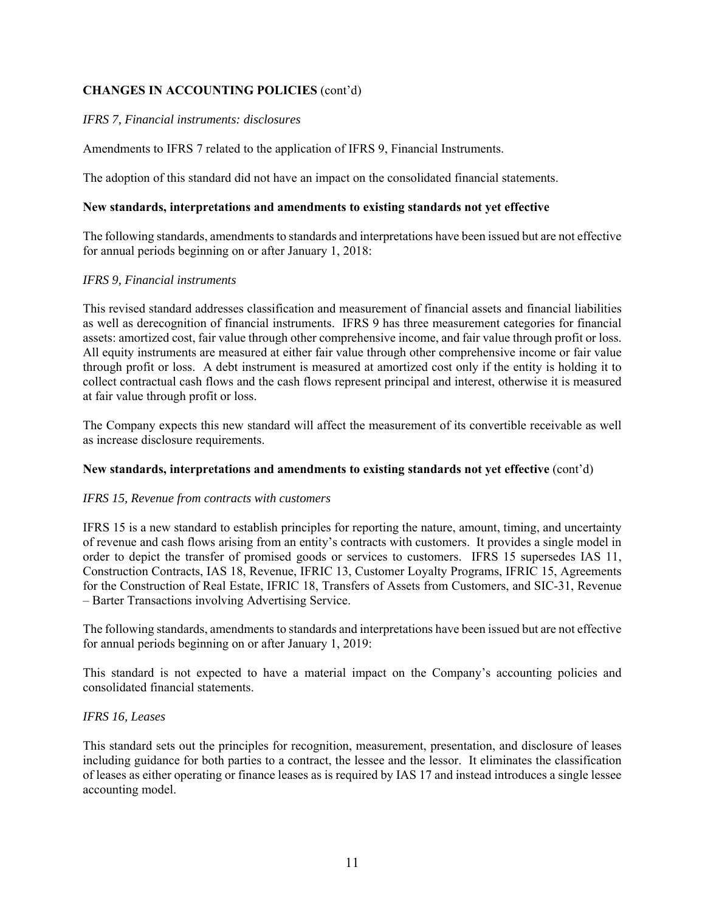**CHANGES IN ACCOUNTING POLICIES** (cont'd)

*IFRS 7, Financial instruments: disclosures*

Amendments to IFRS 7 related to the application of IFRS 9, Financial Instruments.

The adoption of this standard did not have an impact on the consolidated financial statements.

**New standards, interpretations and amendments to existing standards not yet effective**

The following standards, amendments to standards and interpretations have been issued but are not effective for annual periods beginning on or after January 1, 2018:

*IFRS 9, Financial instruments*

This revised standard addresses classification and measurement of financial assets and financial liabilities as well as derecognition of financial instruments. IFRS 9 has three measurement categories for financial assets: amortized cost, fair value through other comprehensive income, and fair value through profit or loss. All equity instruments are measured at either fair value through other comprehensive income or fair value through profit or loss. A debt instrument is measured at amortized cost only if the entity is holding it to collect contractual cash flows and the cash flows represent principal and interest, otherwise it is measured at fair value through profit or loss.

The Company expects this new standard will affect the measurement of its convertible receivable as well as increase disclosure requirements.

**New standards, interpretations and amendments to existing standards not yet effective** (cont'd)

*IFRS 15, Revenue from contracts with customers*

IFRS 15 is a new standard to establish principles for reporting the nature, amount, timing, and uncertainty of revenue and cash flows arising from an entity's contracts with customers. It provides a single model in order to depict the transfer of promised goods or services to customers. IFRS 15 supersedes IAS 11, Construction Contracts, IAS 18, Revenue, IFRIC 13, Customer Loyalty Programs, IFRIC 15, Agreements for the Construction of Real Estate, IFRIC 18, Transfers of Assets from Customers, and SIC-31, Revenue – Barter Transactions involving Advertising Service.

The following standards, amendments to standards and interpretations have been issued but are not effective for annual periods beginning on or after January 1, 2019:

This standard is not expected to have a material impact on the Company's accounting policies and consolidated financial statements.

*IFRS 16, Leases*

This standard sets out the principles for recognition, measurement, presentation, and disclosure of leases including guidance for both parties to a contract, the lessee and the lessor. It eliminates the classification of leases as either operating or finance leases as is required by IAS 17 and instead introduces a single lessee accounting model.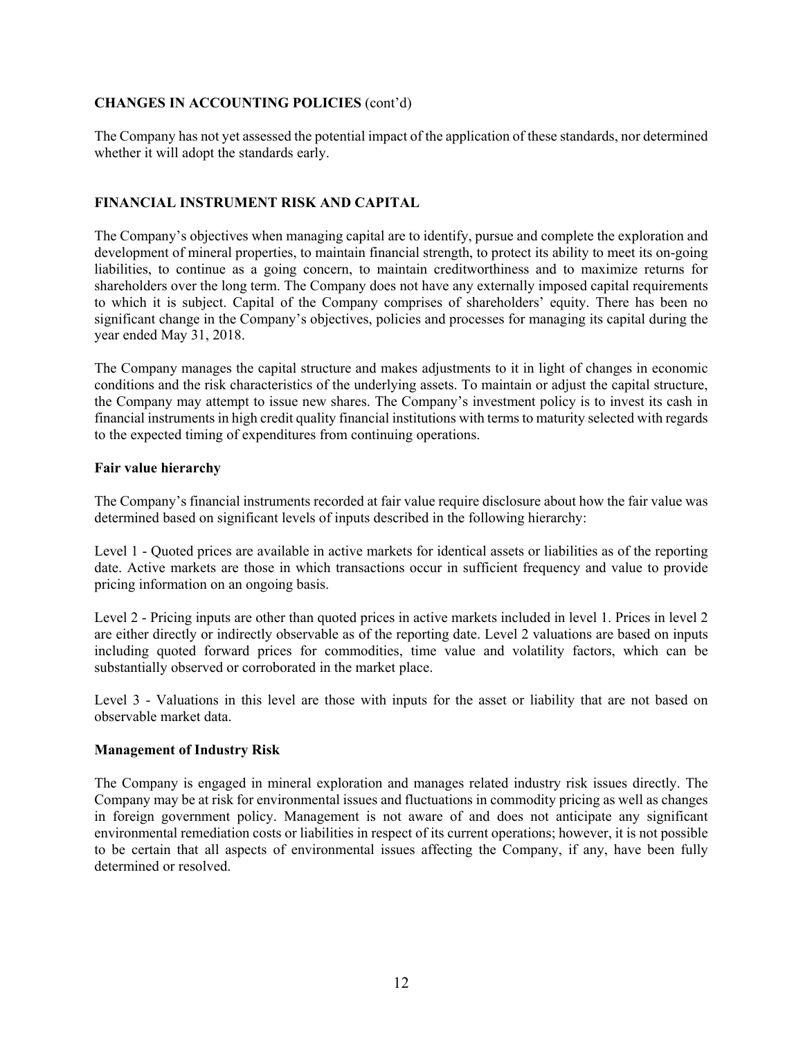## CHANGES IN ACCOUNTING POLICIES (cont'd)

The Company has not yet assessed the potential impact of the application of these standards, nor determined whether it will adopt the standards early.

## FINANCIAL INSTRUMENT RISK AND CAPITAL

The Company's objectives when managing capital are to identify, pursue and complete the exploration and development of mineral properties, to maintain financial strength, to protect its ability to meet its on-going liabilities, to continue as a going concern, to maintain creditworthiness and to maximize returns for shareholders over the long term. The Company does not have any externally imposed capital requirements to which it is subject. Capital of the Company comprises of shareholders' equity. There has been no significant change in the Company's objectives, policies and processes for managing its capital during the year ended May 31, 2018.

The Company manages the capital structure and makes adjustments to it in light of changes in economic conditions and the risk characteristics of the underlying assets. To maintain or adjust the capital structure, the Company may attempt to issue new shares. The Company's investment policy is to invest its cash in financial instruments in high credit quality financial institutions with terms to maturity selected with regards to the expected timing of expenditures from continuing operations.

### Fair value hierarchy

The Company's financial instruments recorded at fair value require disclosure about how the fair value was determined based on significant levels of inputs described in the following hierarchy:

Level 1 - Quoted prices are available in active markets for identical assets or liabilities as of the reporting date. Active markets are those in which transactions occur in sufficient frequency and value to provide pricing information on an ongoing basis.

Level 2 - Pricing inputs are other than quoted prices in active markets included in level 1. Prices in level 2 are either directly or indirectly observable as of the reporting date. Level 2 valuations are based on inputs including quoted forward prices for commodities, time value and volatility factors, which can be substantially observed or corroborated in the market place.

Level 3 - Valuations in this level are those with inputs for the asset or liability that are not based on observable market data.

### Management of Industry Risk

The Company is engaged in mineral exploration and manages related industry risk issues directly. The Company may be at risk for environmental issues and fluctuations in commodity pricing as well as changes in foreign government policy. Management is not aware of and does not anticipate any significant environmental remediation costs or liabilities in respect of its current operations; however, it is not possible to be certain that all aspects of environmental issues affecting the Company, if any, have been fully determined or resolved.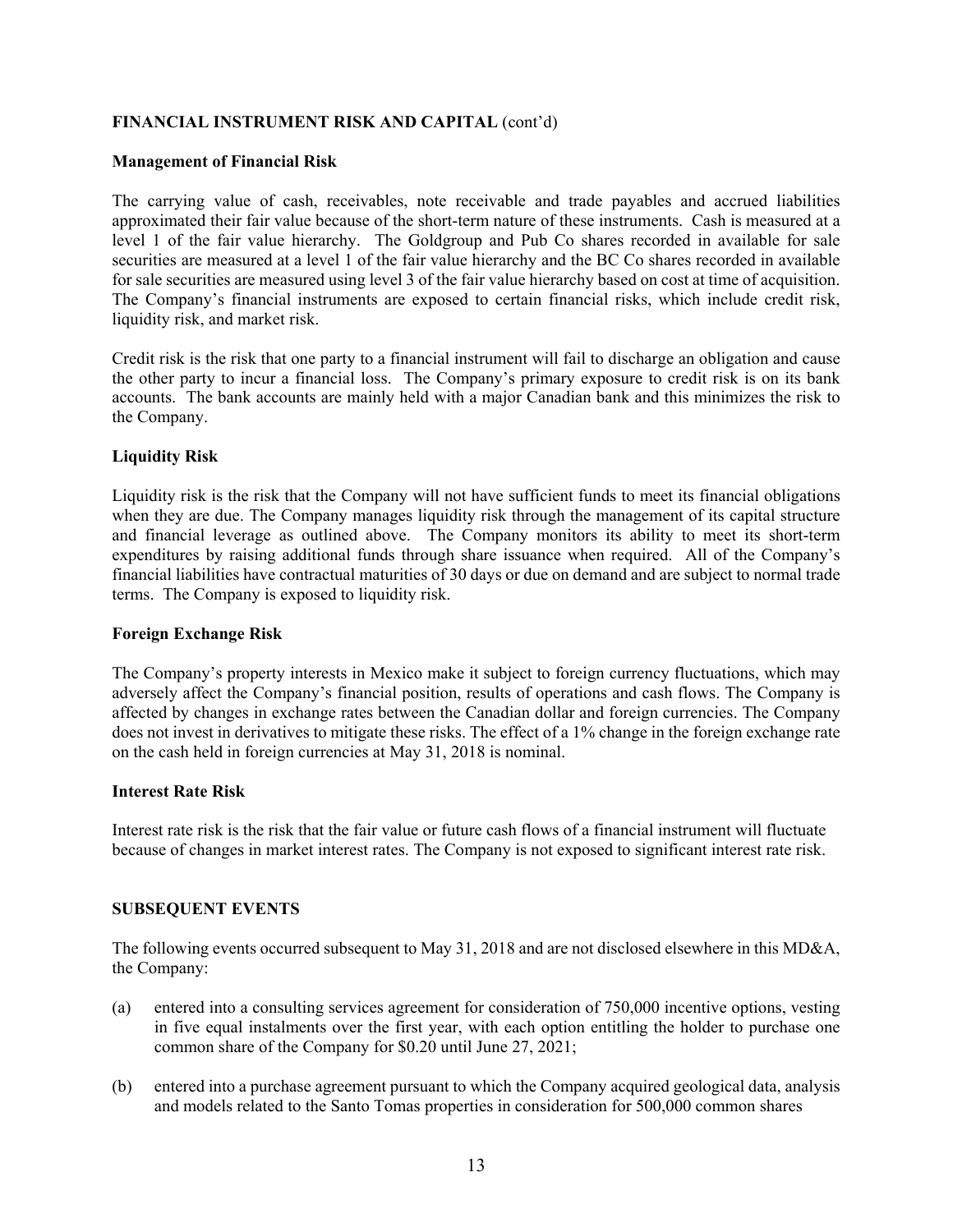## FINANCIAL INSTRUMENT RISK AND CAPITAL (cont'd)

### Management of Financial Risk

The carrying value of cash, receivables, note receivable and trade payables and accrued liabilities approximated their fair value because of the short-term nature of these instruments. Cash is measured at a level 1 of the fair value hierarchy. The Goldgroup and Pub Co shares recorded in available for sale securities are measured at a level 1 of the fair value hierarchy and the BC Co shares recorded in available for sale securities are measured using level 3 of the fair value hierarchy based on cost at time of acquisition. The Company's financial instruments are exposed to certain financial risks, which include credit risk, liquidity risk, and market risk.

Credit risk is the risk that one party to a financial instrument will fail to discharge an obligation and cause the other party to incur a financial loss. The Company's primary exposure to credit risk is on its bank accounts. The bank accounts are mainly held with a major Canadian bank and this minimizes the risk to the Company.

### Liquidity Risk

Liquidity risk is the risk that the Company will not have sufficient funds to meet its financial obligations when they are due. The Company manages liquidity risk through the management of its capital structure and financial leverage as outlined above. The Company monitors its ability to meet its short-term expenditures by raising additional funds through share issuance when required. All of the Company's financial liabilities have contractual maturities of 30 days or due on demand and are subject to normal trade terms. The Company is exposed to liquidity risk.

### Foreign Exchange Risk

The Company's property interests in Mexico make it subject to foreign currency fluctuations, which may adversely affect the Company's financial position, results of operations and cash flows. The Company is affected by changes in exchange rates between the Canadian dollar and foreign currencies. The Company does not invest in derivatives to mitigate these risks. The effect of a 1% change in the foreign exchange rate on the cash held in foreign currencies at May 31, 2018 is nominal.

### Interest Rate Risk

Interest rate risk is the risk that the fair value or future cash flows of a financial instrument will fluctuate because of changes in market interest rates. The Company is not exposed to significant interest rate risk.

## SUBSEQUENT EVENTS

The following events occurred subsequent to May 31, 2018 and are not disclosed elsewhere in this MD&A, the Company:

(a) entered into a consulting services agreement for consideration of 750,000 incentive options, vesting in five equal instalments over the first year, with each option entitling the holder to purchase one common share of the Company for $0.20 until June 27, 2021;

(b) entered into a purchase agreement pursuant to which the Company acquired geological data, analysis and models related to the Santo Tomas properties in consideration for 500,000 common shares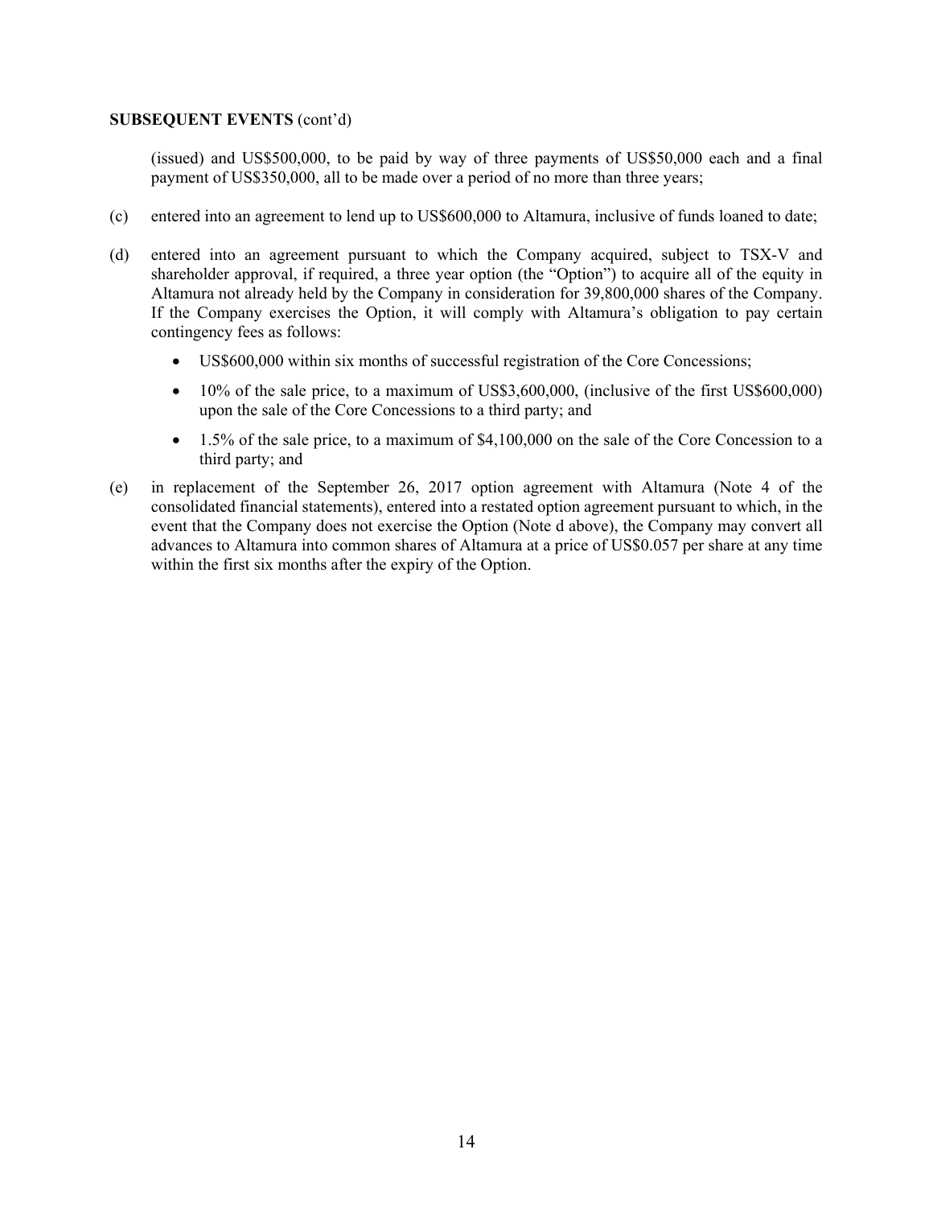**SUBSEQUENT EVENTS** (cont'd)

(issued) and US$500,000, to be paid by way of three payments of US$50,000 each and a final payment of US$350,000, all to be made over a period of no more than three years;

(c) entered into an agreement to lend up to US$600,000 to Altamura, inclusive of funds loaned to date;

(d) entered into an agreement pursuant to which the Company acquired, subject to TSX-V and shareholder approval, if required, a three year option (the "Option") to acquire all of the equity in Altamura not already held by the Company in consideration for 39,800,000 shares of the Company. If the Company exercises the Option, it will comply with Altamura's obligation to pay certain contingency fees as follows:

  - US$600,000 within six months of successful registration of the Core Concessions;
  - 10% of the sale price, to a maximum of US$3,600,000, (inclusive of the first US$600,000) upon the sale of the Core Concessions to a third party; and
  - 1.5% of the sale price, to a maximum of $4,100,000 on the sale of the Core Concession to a third party; and

(e) in replacement of the September 26, 2017 option agreement with Altamura (Note 4 of the consolidated financial statements), entered into a restated option agreement pursuant to which, in the event that the Company does not exercise the Option (Note d above), the Company may convert all advances to Altamura into common shares of Altamura at a price of US$0.057 per share at any time within the first six months after the expiry of the Option.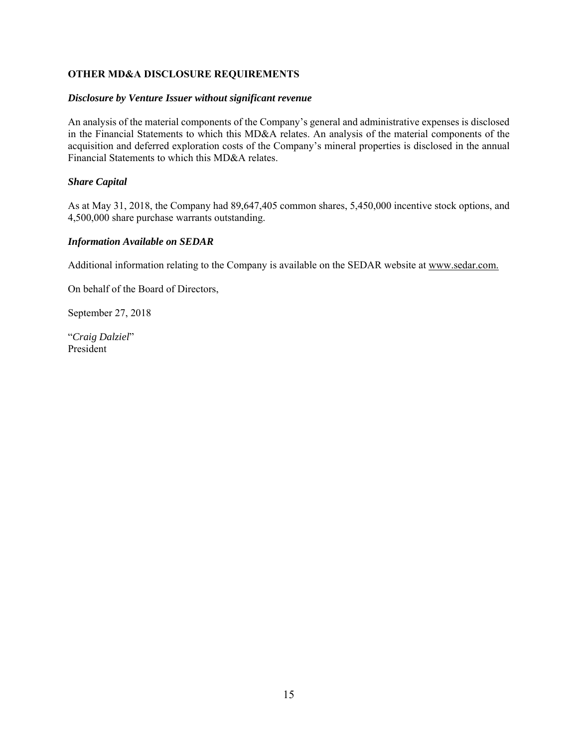## OTHER MD&A DISCLOSURE REQUIREMENTS

### *Disclosure by Venture Issuer without significant revenue*

An analysis of the material components of the Company's general and administrative expenses is disclosed in the Financial Statements to which this MD&A relates. An analysis of the material components of the acquisition and deferred exploration costs of the Company's mineral properties is disclosed in the annual Financial Statements to which this MD&A relates.

### *Share Capital*

As at May 31, 2018, the Company had 89,647,405 common shares, 5,450,000 incentive stock options, and 4,500,000 share purchase warrants outstanding.

### *Information Available on SEDAR*

Additional information relating to the Company is available on the SEDAR website at www.sedar.com.

On behalf of the Board of Directors,

September 27, 2018

"*Craig Dalziel*"
President